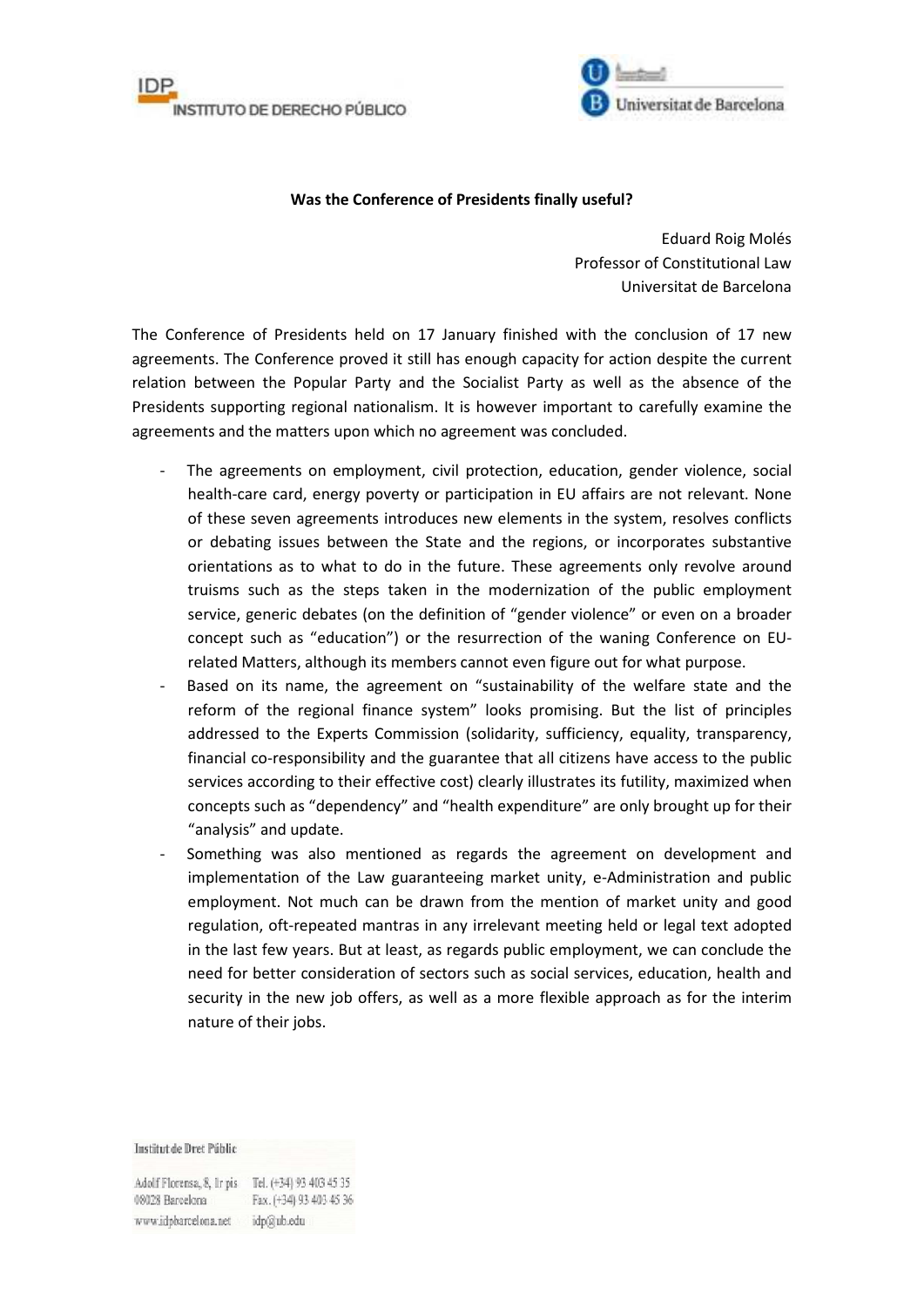**Was the Conference of Presidents finally useful?**

Eduard Roig Molés
Professor of Constitutional Law
Universitat de Barcelona

The Conference of Presidents held on 17 January finished with the conclusion of 17 new agreements. The Conference proved it still has enough capacity for action despite the current relation between the Popular Party and the Socialist Party as well as the absence of the Presidents supporting regional nationalism. It is however important to carefully examine the agreements and the matters upon which no agreement was concluded.

- The agreements on employment, civil protection, education, gender violence, social health-care card, energy poverty or participation in EU affairs are not relevant. None of these seven agreements introduces new elements in the system, resolves conflicts or debating issues between the State and the regions, or incorporates substantive orientations as to what to do in the future. These agreements only revolve around truisms such as the steps taken in the modernization of the public employment service, generic debates (on the definition of "gender violence" or even on a broader concept such as "education") or the resurrection of the waning Conference on EU-related Matters, although its members cannot even figure out for what purpose.
- Based on its name, the agreement on "sustainability of the welfare state and the reform of the regional finance system" looks promising. But the list of principles addressed to the Experts Commission (solidarity, sufficiency, equality, transparency, financial co-responsibility and the guarantee that all citizens have access to the public services according to their effective cost) clearly illustrates its futility, maximized when concepts such as "dependency" and "health expenditure" are only brought up for their "analysis" and update.
- Something was also mentioned as regards the agreement on development and implementation of the Law guaranteeing market unity, e-Administration and public employment. Not much can be drawn from the mention of market unity and good regulation, oft-repeated mantras in any irrelevant meeting held or legal text adopted in the last few years. But at least, as regards public employment, we can conclude the need for better consideration of sectors such as social services, education, health and security in the new job offers, as well as a more flexible approach as for the interim nature of their jobs.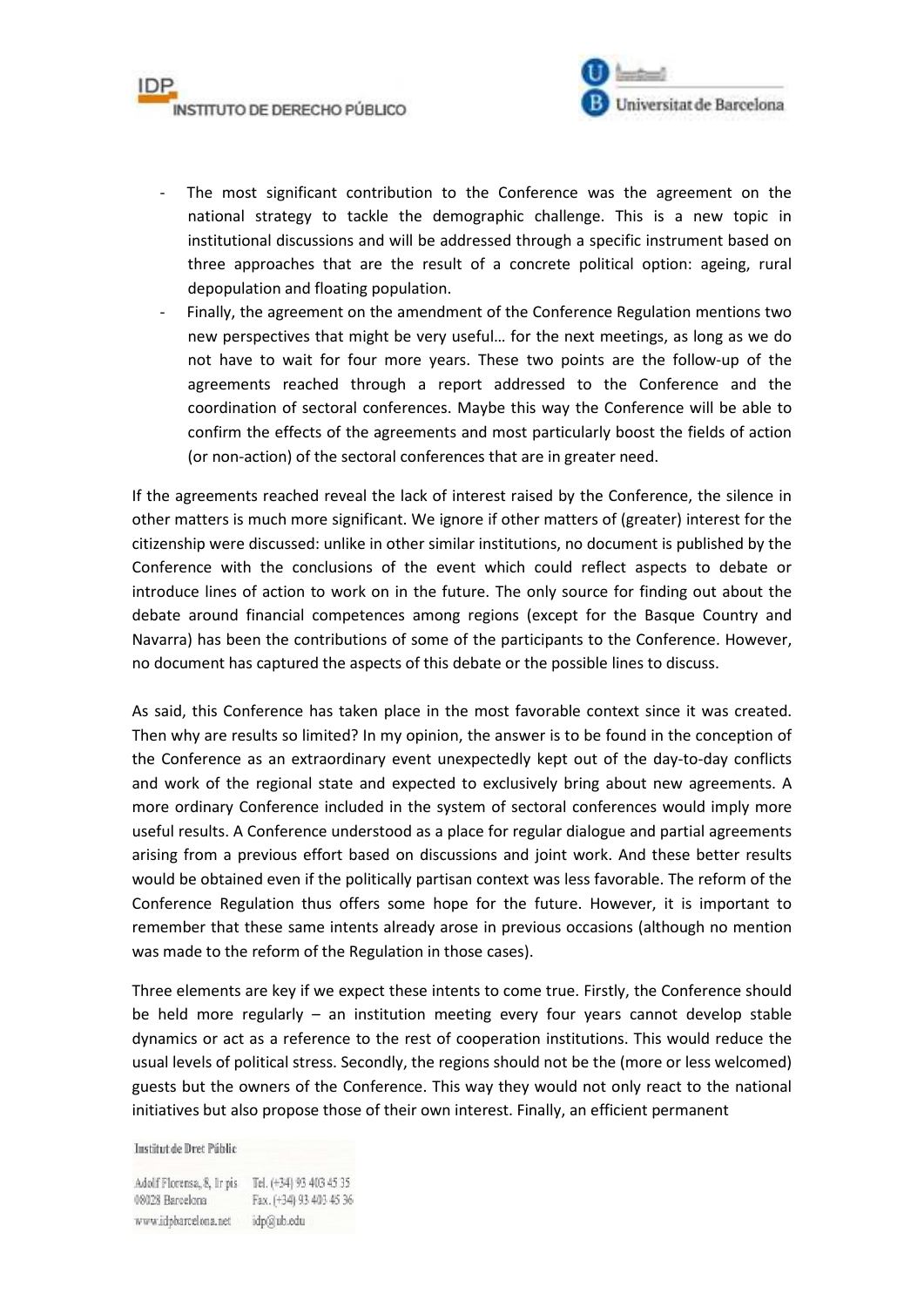- The most significant contribution to the Conference was the agreement on the national strategy to tackle the demographic challenge. This is a new topic in institutional discussions and will be addressed through a specific instrument based on three approaches that are the result of a concrete political option: ageing, rural depopulation and floating population.
- Finally, the agreement on the amendment of the Conference Regulation mentions two new perspectives that might be very useful… for the next meetings, as long as we do not have to wait for four more years. These two points are the follow-up of the agreements reached through a report addressed to the Conference and the coordination of sectoral conferences. Maybe this way the Conference will be able to confirm the effects of the agreements and most particularly boost the fields of action (or non-action) of the sectoral conferences that are in greater need.

If the agreements reached reveal the lack of interest raised by the Conference, the silence in other matters is much more significant. We ignore if other matters of (greater) interest for the citizenship were discussed: unlike in other similar institutions, no document is published by the Conference with the conclusions of the event which could reflect aspects to debate or introduce lines of action to work on in the future. The only source for finding out about the debate around financial competences among regions (except for the Basque Country and Navarra) has been the contributions of some of the participants to the Conference. However, no document has captured the aspects of this debate or the possible lines to discuss.

As said, this Conference has taken place in the most favorable context since it was created. Then why are results so limited? In my opinion, the answer is to be found in the conception of the Conference as an extraordinary event unexpectedly kept out of the day-to-day conflicts and work of the regional state and expected to exclusively bring about new agreements. A more ordinary Conference included in the system of sectoral conferences would imply more useful results. A Conference understood as a place for regular dialogue and partial agreements arising from a previous effort based on discussions and joint work. And these better results would be obtained even if the politically partisan context was less favorable. The reform of the Conference Regulation thus offers some hope for the future. However, it is important to remember that these same intents already arose in previous occasions (although no mention was made to the reform of the Regulation in those cases).

Three elements are key if we expect these intents to come true. Firstly, the Conference should be held more regularly – an institution meeting every four years cannot develop stable dynamics or act as a reference to the rest of cooperation institutions. This would reduce the usual levels of political stress. Secondly, the regions should not be the (more or less welcomed) guests but the owners of the Conference. This way they would not only react to the national initiatives but also propose those of their own interest. Finally, an efficient permanent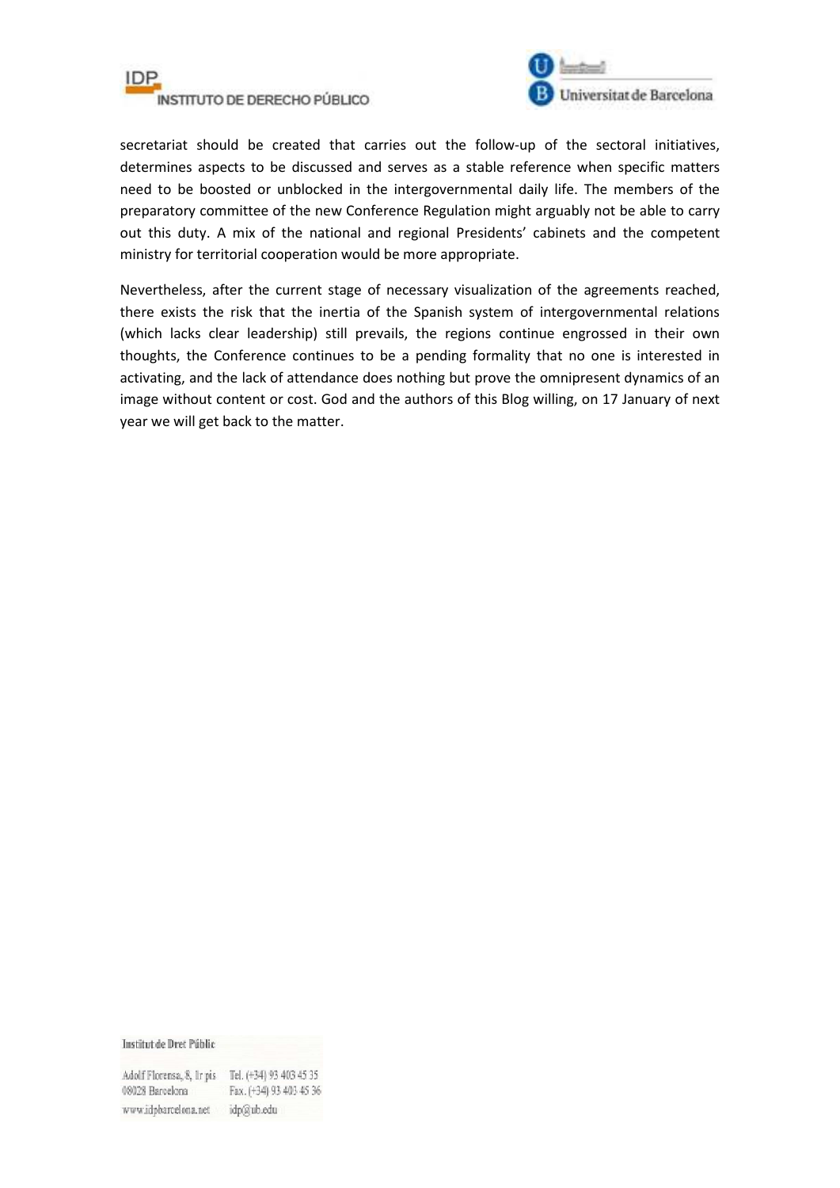secretariat should be created that carries out the follow-up of the sectoral initiatives, determines aspects to be discussed and serves as a stable reference when specific matters need to be boosted or unblocked in the intergovernmental daily life. The members of the preparatory committee of the new Conference Regulation might arguably not be able to carry out this duty. A mix of the national and regional Presidents' cabinets and the competent ministry for territorial cooperation would be more appropriate.

Nevertheless, after the current stage of necessary visualization of the agreements reached, there exists the risk that the inertia of the Spanish system of intergovernmental relations (which lacks clear leadership) still prevails, the regions continue engrossed in their own thoughts, the Conference continues to be a pending formality that no one is interested in activating, and the lack of attendance does nothing but prove the omnipresent dynamics of an image without content or cost. God and the authors of this Blog willing, on 17 January of next year we will get back to the matter.